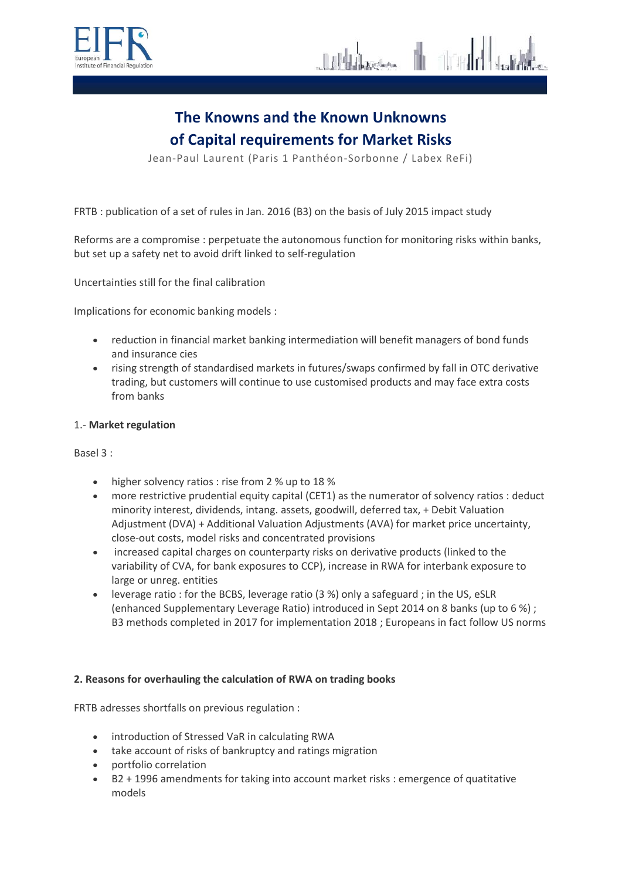# The Knowns and the Known Unknowns of Capital requirements for Market Risks

Jean-Paul Laurent (Paris 1 Panthéon-Sorbonne / Labex ReFi)

FRTB : publication of a set of rules in Jan. 2016 (B3) on the basis of July 2015 impact study

Reforms are a compromise : perpetuate the autonomous function for monitoring risks within banks, but set up a safety net to avoid drift linked to self-regulation

Uncertainties still for the final calibration

Implications for economic banking models :

- reduction in financial market banking intermediation will benefit managers of bond funds and insurance cies
- rising strength of standardised markets in futures/swaps confirmed by fall in OTC derivative trading, but customers will continue to use customised products and may face extra costs from banks

1.- **Market regulation**

Basel 3 :

- higher solvency ratios : rise from 2 % up to 18 %
- more restrictive prudential equity capital (CET1) as the numerator of solvency ratios : deduct minority interest, dividends, intang. assets, goodwill, deferred tax, + Debit Valuation Adjustment (DVA) + Additional Valuation Adjustments (AVA) for market price uncertainty, close-out costs, model risks and concentrated provisions
- increased capital charges on counterparty risks on derivative products (linked to the variability of CVA, for bank exposures to CCP), increase in RWA for interbank exposure to large or unreg. entities
- leverage ratio : for the BCBS, leverage ratio (3 %) only a safeguard ; in the US, eSLR (enhanced Supplementary Leverage Ratio) introduced in Sept 2014 on 8 banks (up to 6 %) ; B3 methods completed in 2017 for implementation 2018 ; Europeans in fact follow US norms

**2. Reasons for overhauling the calculation of RWA on trading books**

FRTB adresses shortfalls on previous regulation :

- introduction of Stressed VaR in calculating RWA
- take account of risks of bankruptcy and ratings migration
- portfolio correlation
- B2 + 1996 amendments for taking into account market risks : emergence of quatitative models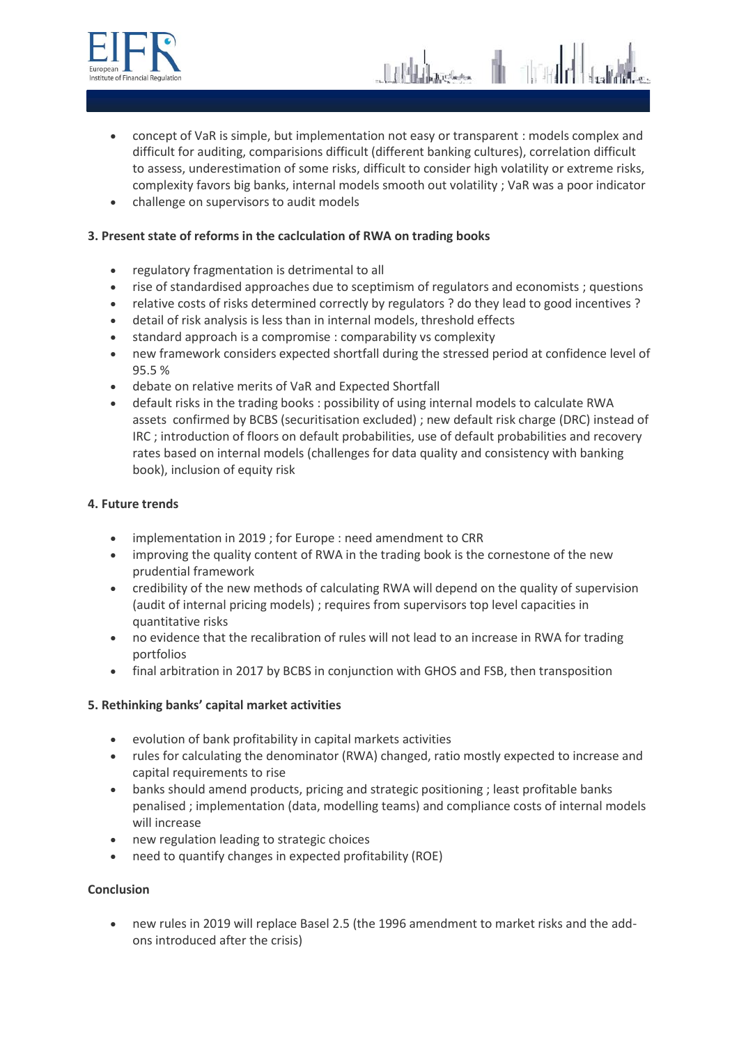- concept of VaR is simple, but implementation not easy or transparent : models complex and difficult for auditing, comparisions difficult (different banking cultures), correlation difficult to assess, underestimation of some risks, difficult to consider high volatility or extreme risks, complexity favors big banks, internal models smooth out volatility ; VaR was a poor indicator
- challenge on supervisors to audit models

**3. Present state of reforms in the caclculation of RWA on trading books**

- regulatory fragmentation is detrimental to all
- rise of standardised approaches due to sceptimism of regulators and economists ; questions
- relative costs of risks determined correctly by regulators ? do they lead to good incentives ?
- detail of risk analysis is less than in internal models, threshold effects
- standard approach is a compromise : comparability vs complexity
- new framework considers expected shortfall during the stressed period at confidence level of 95.5 %
- debate on relative merits of VaR and Expected Shortfall
- default risks in the trading books : possibility of using internal models to calculate RWA assets confirmed by BCBS (securitisation excluded) ; new default risk charge (DRC) instead of IRC ; introduction of floors on default probabilities, use of default probabilities and recovery rates based on internal models (challenges for data quality and consistency with banking book), inclusion of equity risk

**4. Future trends**

- implementation in 2019 ; for Europe : need amendment to CRR
- improving the quality content of RWA in the trading book is the cornestone of the new prudential framework
- credibility of the new methods of calculating RWA will depend on the quality of supervision (audit of internal pricing models) ; requires from supervisors top level capacities in quantitative risks
- no evidence that the recalibration of rules will not lead to an increase in RWA for trading portfolios
- final arbitration in 2017 by BCBS in conjunction with GHOS and FSB, then transposition

**5. Rethinking banks' capital market activities**

- evolution of bank profitability in capital markets activities
- rules for calculating the denominator (RWA) changed, ratio mostly expected to increase and capital requirements to rise
- banks should amend products, pricing and strategic positioning ; least profitable banks penalised ; implementation (data, modelling teams) and compliance costs of internal models will increase
- new regulation leading to strategic choices
- need to quantify changes in expected profitability (ROE)

**Conclusion**

- new rules in 2019 will replace Basel 2.5 (the 1996 amendment to market risks and the add-ons introduced after the crisis)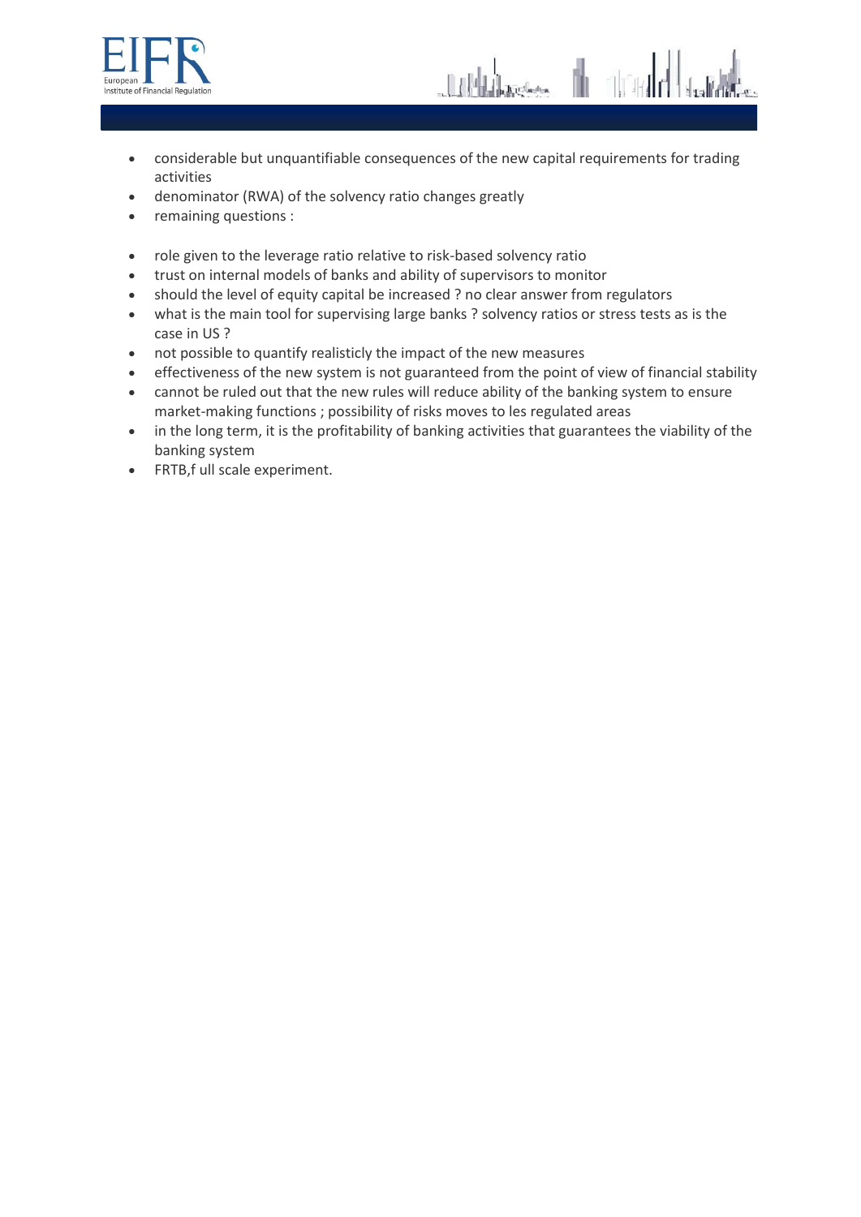- considerable but unquantifiable consequences of the new capital requirements for trading activities
- denominator (RWA) of the solvency ratio changes greatly
- remaining questions :

- role given to the leverage ratio relative to risk-based solvency ratio
- trust on internal models of banks and ability of supervisors to monitor
- should the level of equity capital be increased ? no clear answer from regulators
- what is the main tool for supervising large banks ? solvency ratios or stress tests as is the case in US ?
- not possible to quantify realisticly the impact of the new measures
- effectiveness of the new system is not guaranteed from the point of view of financial stability
- cannot be ruled out that the new rules will reduce ability of the banking system to ensure market-making functions ; possibility of risks moves to les regulated areas
- in the long term, it is the profitability of banking activities that guarantees the viability of the banking system
- FRTB,f ull scale experiment.